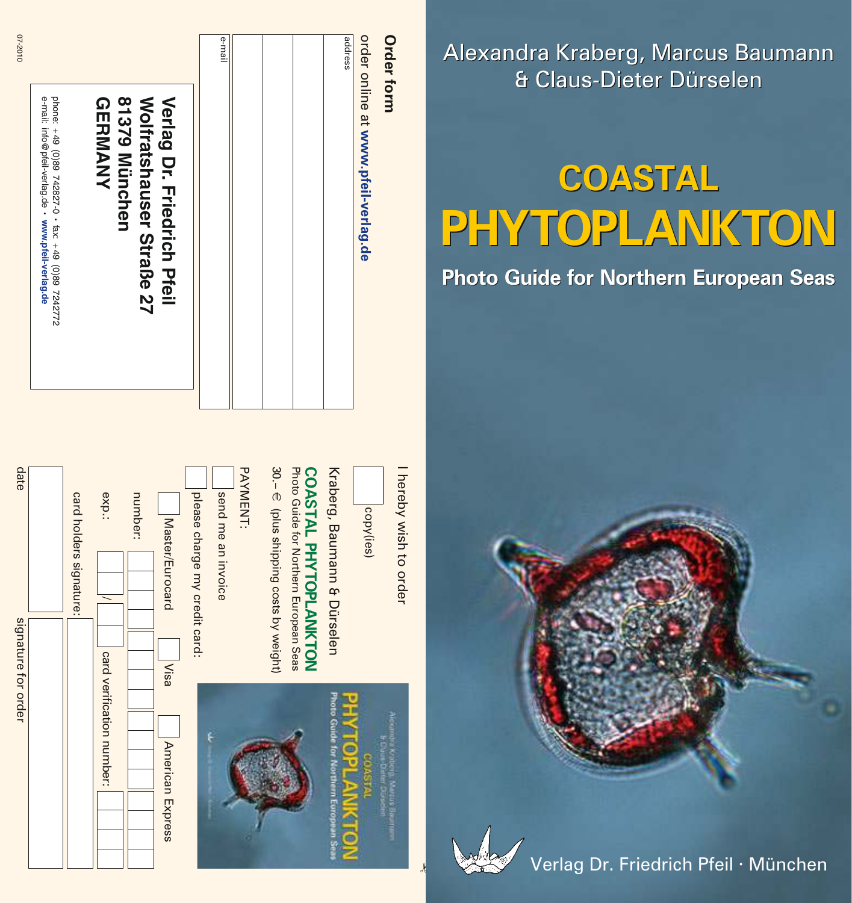Alexandra Kraberg, Marcus Baumann & Claus-Dieter Dürselen

# COASTAL PHYTOPLANKTON

## Photo Guide for Northern European Seas

Verlag Dr. Friedrich Pfeil · München

---

## Order form

order online at **www.pfeil-verlag.de**

address

e-mail

**Verlag Dr. Friedrich Pfeil**
**Wolfratshauser Straße 27**
**81379 München**
**GERMANY**

phone: +49 (0)89 742827-0 • fax: +49 (0)89 7242772
e-mail: info@pfeil-verlag.de • **www.pfeil-verlag.de**

07-2010

I hereby wish to order

☐ copy(ies)

Kraberg, Baumann & Dürselen
**COASTAL PHYTOPLANKTON**
Photo Guide for Northern European Seas
30.– € (plus shipping costs by weight)

PAYMENT:

☐ send me an invoice

☐ please charge my credit card:

☐ Master/Eurocard ☐ Visa ☐ American Express

number:

exp.: /  card verification number:

card holders signature:

date

signature for order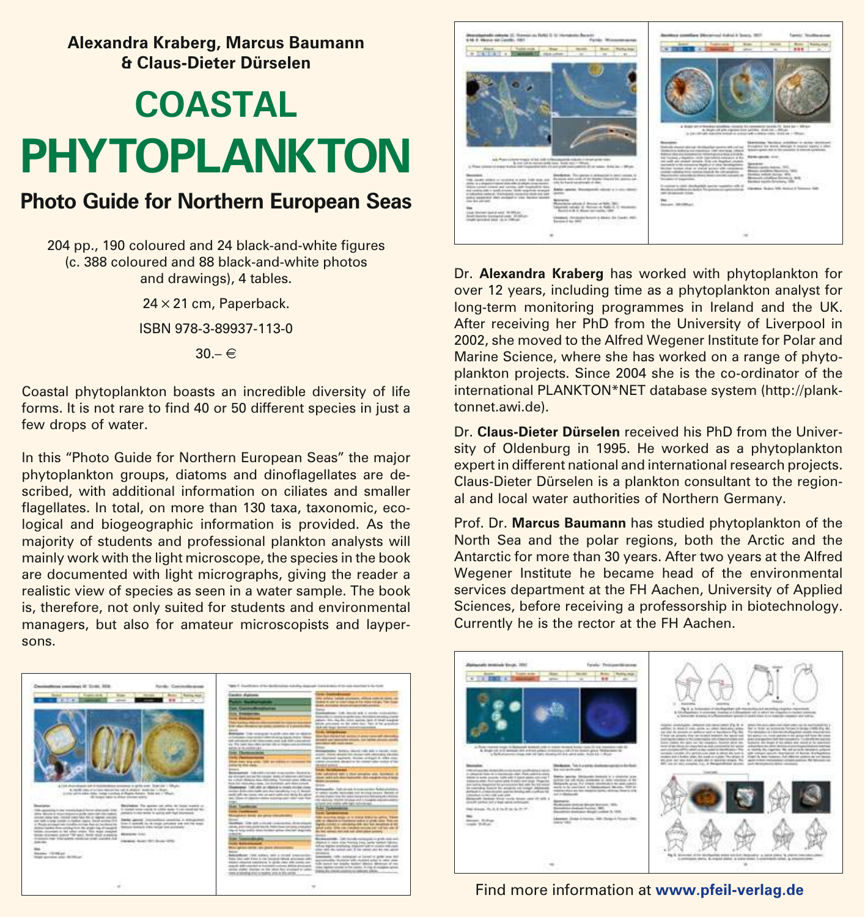**Alexandra Kraberg, Marcus Baumann & Claus-Dieter Dürselen**

# COASTAL PHYTOPLANKTON

## Photo Guide for Northern European Seas

204 pp., 190 coloured and 24 black-and-white figures (c. 388 coloured and 88 black-and-white photos and drawings), 4 tables.

24 × 21 cm, Paperback.

ISBN 978-3-89937-113-0

30.– €

Coastal phytoplankton boasts an incredible diversity of life forms. It is not rare to find 40 or 50 different species in just a few drops of water.

In this "Photo Guide for Northern European Seas" the major phytoplankton groups, diatoms and dinoflagellates are described, with additional information on ciliates and smaller flagellates. In total, on more than 130 taxa, taxonomic, ecological and biogeographic information is provided. As the majority of students and professional plankton analysts will mainly work with the light microscope, the species in the book are documented with light micrographs, giving the reader a realistic view of species as seen in a water sample. The book is, therefore, not only suited for students and environmental managers, but also for amateur microscopists and laypersons.

Dr. **Alexandra Kraberg** has worked with phytoplankton for over 12 years, including time as a phytoplankton analyst for long-term monitoring programmes in Ireland and the UK. After receiving her PhD from the University of Liverpool in 2002, she moved to the Alfred Wegener Institute for Polar and Marine Science, where she has worked on a range of phytoplankton projects. Since 2004 she is the co-ordinator of the international PLANKTON*NET database system (http://planktonnet.awi.de).

Dr. **Claus-Dieter Dürselen** received his PhD from the University of Oldenburg in 1995. He worked as a phytoplankton expert in different national and international research projects. Claus-Dieter Dürselen is a plankton consultant to the regional and local water authorities of Northern Germany.

Prof. Dr. **Marcus Baumann** has studied phytoplankton of the North Sea and the polar regions, both the Arctic and the Antarctic for more than 30 years. After two years at the Alfred Wegener Institute he became head of the environmental services department at the FH Aachen, University of Applied Sciences, before receiving a professorship in biotechnology. Currently he is the rector at the FH Aachen.

Find more information at **www.pfeil-verlag.de**